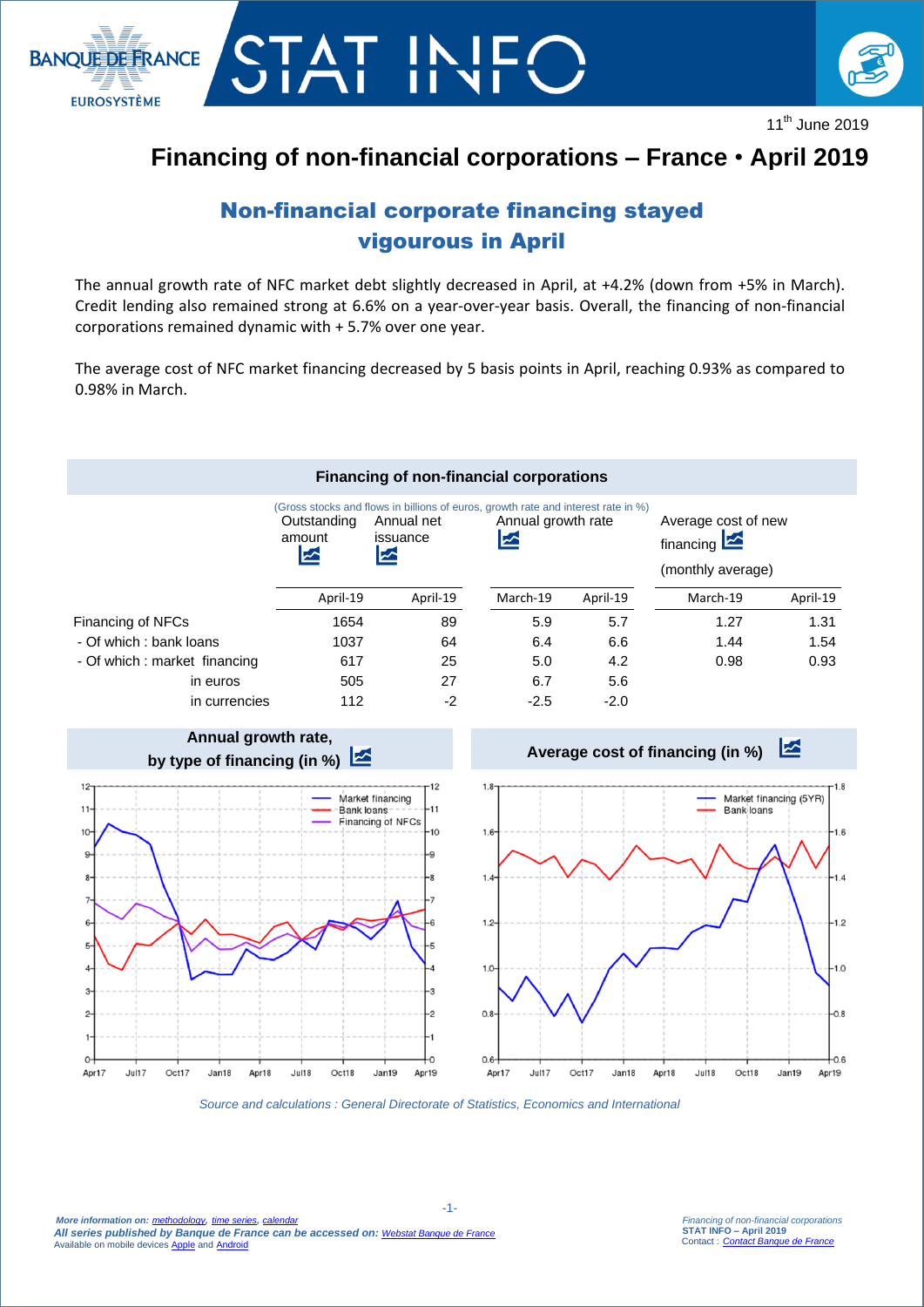11th June 2019

# Financing of non-financial corporations – France • April 2019

## Non-financial corporate financing stayed vigourous in April

The annual growth rate of NFC market debt slightly decreased in April, at +4.2% (down from +5% in March). Credit lending also remained strong at 6.6% on a year-over-year basis. Overall, the financing of non-financial corporations remained dynamic with + 5.7% over one year.

The average cost of NFC market financing decreased by 5 basis points in April, reaching 0.93% as compared to 0.98% in March.

### Financing of non-financial corporations

(Gross stocks and flows in billions of euros, growth rate and interest rate in %)

| | Outstanding amount | Annual net issuance | Annual growth rate | | Average cost of new financing (monthly average) | |
|---|---|---|---|---|---|---|
| | April-19 | April-19 | March-19 | April-19 | March-19 | April-19 |
| Financing of NFCs | 1654 | 89 | 5.9 | 5.7 | 1.27 | 1.31 |
| - Of which : bank loans | 1037 | 64 | 6.4 | 6.6 | 1.44 | 1.54 |
| - Of which : market financing | 617 | 25 | 5.0 | 4.2 | 0.98 | 0.93 |
| in euros | 505 | 27 | 6.7 | 5.6 | | |
| in currencies | 112 | -2 | -2.5 | -2.0 | | |

**Annual growth rate, by type of financing (in %)**

**Average cost of financing (in %)**

*Source and calculations : General Directorate of Statistics, Economics and International*

*More information on: methodology, time series, calendar*
***All series published by Banque de France can be accessed on:*** *Webstat Banque de France*
Available on mobile devices Apple and Android

*Financing of non-financial corporations*
**STAT INFO – April 2019**
Contact : *Contact Banque de France*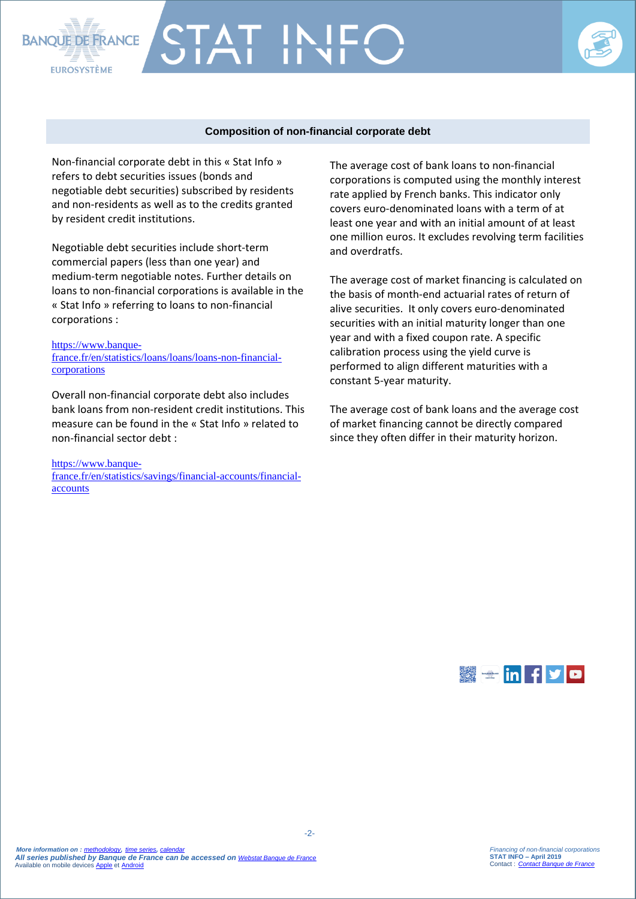## Composition of non-financial corporate debt

Non-financial corporate debt in this « Stat Info » refers to debt securities issues (bonds and negotiable debt securities) subscribed by residents and non-residents as well as to the credits granted by resident credit institutions.

Negotiable debt securities include short-term commercial papers (less than one year) and medium-term negotiable notes. Further details on loans to non-financial corporations is available in the « Stat Info » referring to loans to non-financial corporations :

https://www.banque-france.fr/en/statistics/loans/loans/loans-non-financial-corporations

Overall non-financial corporate debt also includes bank loans from non-resident credit institutions. This measure can be found in the « Stat Info » related to non-financial sector debt :

https://www.banque-france.fr/en/statistics/savings/financial-accounts/financial-accounts

The average cost of bank loans to non-financial corporations is computed using the monthly interest rate applied by French banks. This indicator only covers euro-denominated loans with a term of at least one year and with an initial amount of at least one million euros. It excludes revolving term facilities and overdratfs.

The average cost of market financing is calculated on the basis of month-end actuarial rates of return of alive securities. It only covers euro-denominated securities with an initial maturity longer than one year and with a fixed coupon rate. A specific calibration process using the yield curve is performed to align different maturities with a constant 5-year maturity.

The average cost of bank loans and the average cost of market financing cannot be directly compared since they often differ in their maturity horizon.